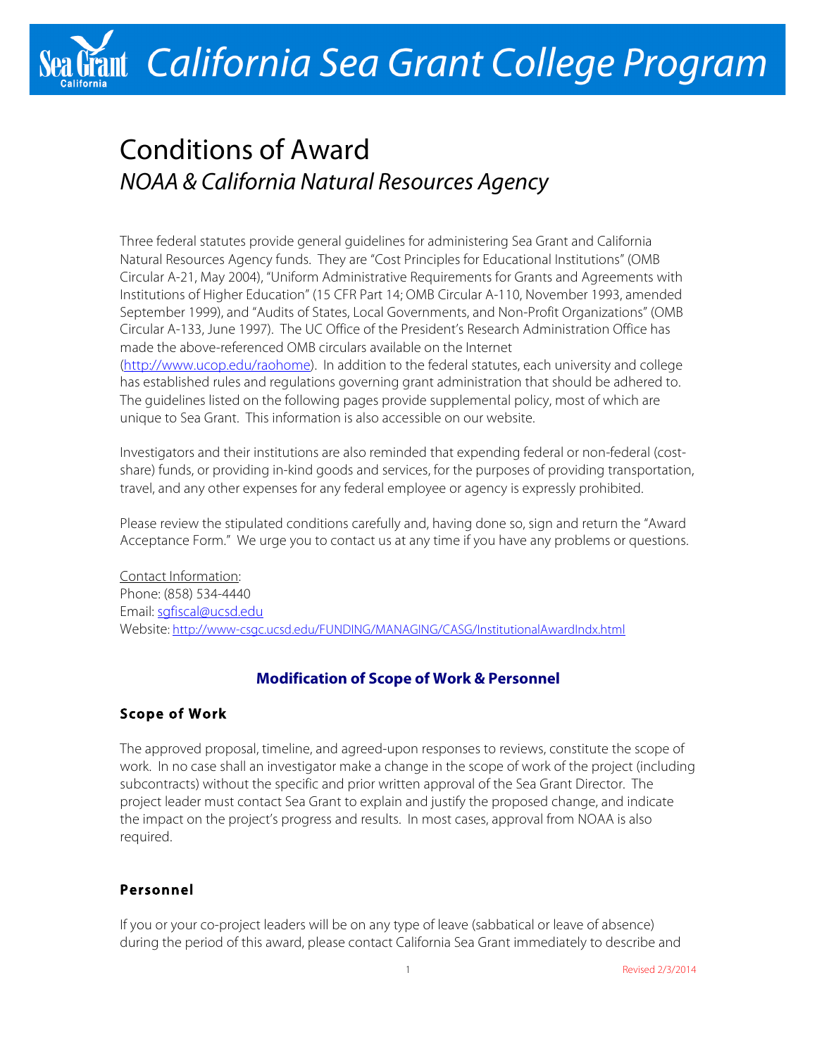# California Sea Grant College Program

# Conditions of Award

## *NOAA & California Natural Resources Agency*

Three federal statutes provide general guidelines for administering Sea Grant and California Natural Resources Agency funds. They are "Cost Principles for Educational Institutions" (OMB Circular A-21, May 2004), "Uniform Administrative Requirements for Grants and Agreements with Institutions of Higher Education" (15 CFR Part 14; OMB Circular A-110, November 1993, amended September 1999), and "Audits of States, Local Governments, and Non-Profit Organizations" (OMB Circular A-133, June 1997). The UC Office of the President's Research Administration Office has made the above-referenced OMB circulars available on the Internet (http://www.ucop.edu/raohome). In addition to the federal statutes, each university and college has established rules and regulations governing grant administration that should be adhered to. The guidelines listed on the following pages provide supplemental policy, most of which are unique to Sea Grant. This information is also accessible on our website.

Investigators and their institutions are also reminded that expending federal or non-federal (cost-share) funds, or providing in-kind goods and services, for the purposes of providing transportation, travel, and any other expenses for any federal employee or agency is expressly prohibited.

Please review the stipulated conditions carefully and, having done so, sign and return the "Award Acceptance Form." We urge you to contact us at any time if you have any problems or questions.

Contact Information:
Phone: (858) 534-4440
Email: sgfiscal@ucsd.edu
Website: http://www-csgc.ucsd.edu/FUNDING/MANAGING/CASG/InstitutionalAwardIndx.html

## Modification of Scope of Work & Personnel

### Scope of Work

The approved proposal, timeline, and agreed-upon responses to reviews, constitute the scope of work. In no case shall an investigator make a change in the scope of work of the project (including subcontracts) without the specific and prior written approval of the Sea Grant Director. The project leader must contact Sea Grant to explain and justify the proposed change, and indicate the impact on the project's progress and results. In most cases, approval from NOAA is also required.

### Personnel

If you or your co-project leaders will be on any type of leave (sabbatical or leave of absence) during the period of this award, please contact California Sea Grant immediately to describe and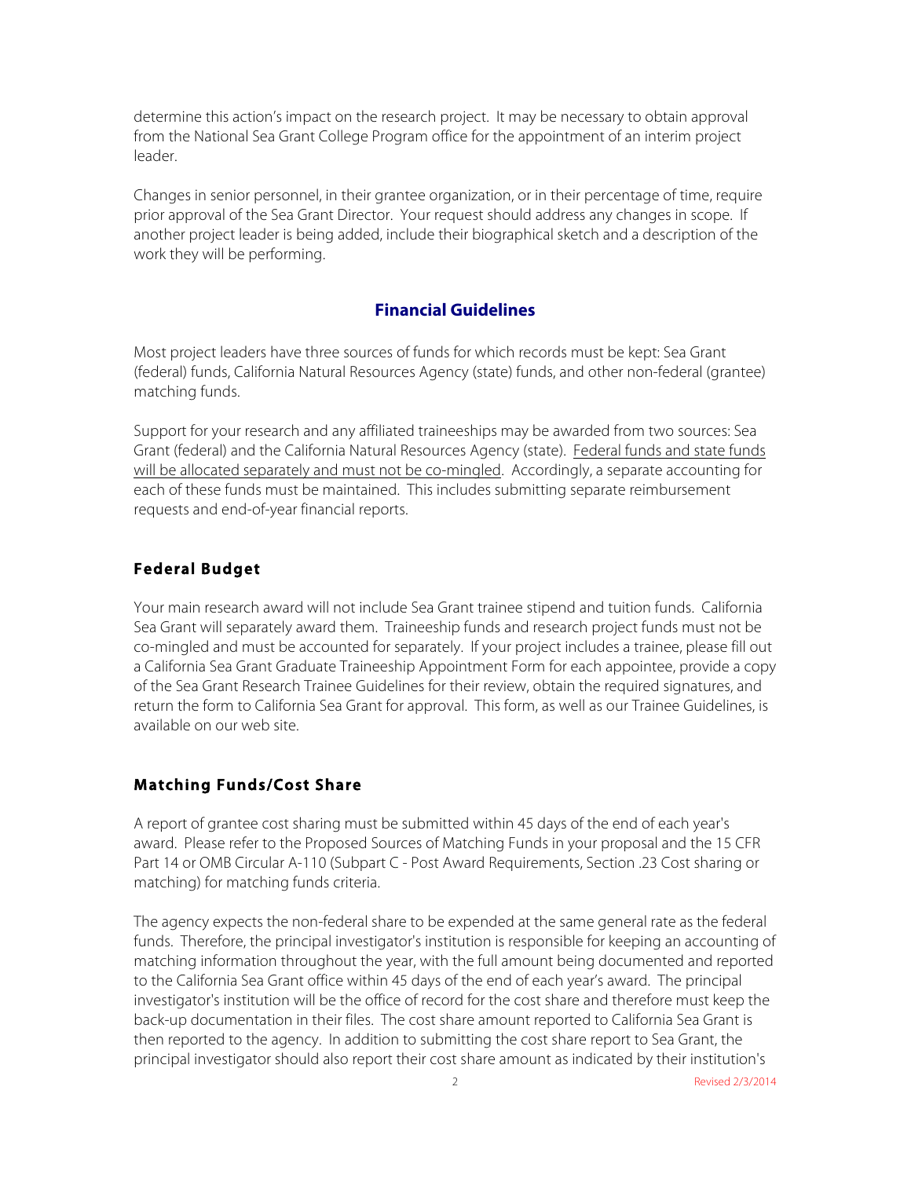determine this action's impact on the research project. It may be necessary to obtain approval from the National Sea Grant College Program office for the appointment of an interim project leader.

Changes in senior personnel, in their grantee organization, or in their percentage of time, require prior approval of the Sea Grant Director. Your request should address any changes in scope. If another project leader is being added, include their biographical sketch and a description of the work they will be performing.

## Financial Guidelines

Most project leaders have three sources of funds for which records must be kept: Sea Grant (federal) funds, California Natural Resources Agency (state) funds, and other non-federal (grantee) matching funds.

Support for your research and any affiliated traineeships may be awarded from two sources: Sea Grant (federal) and the California Natural Resources Agency (state). Federal funds and state funds will be allocated separately and must not be co-mingled. Accordingly, a separate accounting for each of these funds must be maintained. This includes submitting separate reimbursement requests and end-of-year financial reports.

### Federal Budget

Your main research award will not include Sea Grant trainee stipend and tuition funds. California Sea Grant will separately award them. Traineeship funds and research project funds must not be co-mingled and must be accounted for separately. If your project includes a trainee, please fill out a California Sea Grant Graduate Traineeship Appointment Form for each appointee, provide a copy of the Sea Grant Research Trainee Guidelines for their review, obtain the required signatures, and return the form to California Sea Grant for approval. This form, as well as our Trainee Guidelines, is available on our web site.

### Matching Funds/Cost Share

A report of grantee cost sharing must be submitted within 45 days of the end of each year's award. Please refer to the Proposed Sources of Matching Funds in your proposal and the 15 CFR Part 14 or OMB Circular A-110 (Subpart C - Post Award Requirements, Section .23 Cost sharing or matching) for matching funds criteria.

The agency expects the non-federal share to be expended at the same general rate as the federal funds. Therefore, the principal investigator's institution is responsible for keeping an accounting of matching information throughout the year, with the full amount being documented and reported to the California Sea Grant office within 45 days of the end of each year's award. The principal investigator's institution will be the office of record for the cost share and therefore must keep the back-up documentation in their files. The cost share amount reported to California Sea Grant is then reported to the agency. In addition to submitting the cost share report to Sea Grant, the principal investigator should also report their cost share amount as indicated by their institution's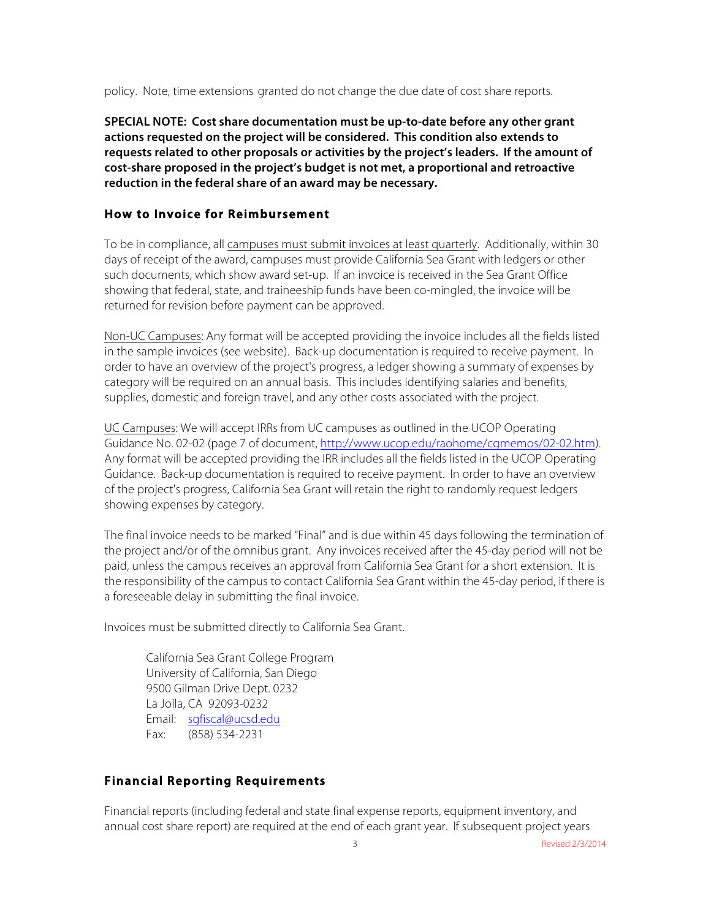policy. Note, time extensions granted do not change the due date of cost share reports.

**SPECIAL NOTE: Cost share documentation must be up-to-date before any other grant actions requested on the project will be considered. This condition also extends to requests related to other proposals or activities by the project's leaders. If the amount of cost-share proposed in the project's budget is not met, a proportional and retroactive reduction in the federal share of an award may be necessary.**

### How to Invoice for Reimbursement

To be in compliance, all campuses must submit invoices at least quarterly. Additionally, within 30 days of receipt of the award, campuses must provide California Sea Grant with ledgers or other such documents, which show award set-up. If an invoice is received in the Sea Grant Office showing that federal, state, and traineeship funds have been co-mingled, the invoice will be returned for revision before payment can be approved.

Non-UC Campuses: Any format will be accepted providing the invoice includes all the fields listed in the sample invoices (see website). Back-up documentation is required to receive payment. In order to have an overview of the project's progress, a ledger showing a summary of expenses by category will be required on an annual basis. This includes identifying salaries and benefits, supplies, domestic and foreign travel, and any other costs associated with the project.

UC Campuses: We will accept IRRs from UC campuses as outlined in the UCOP Operating Guidance No. 02-02 (page 7 of document, http://www.ucop.edu/raohome/cgmemos/02-02.htm). Any format will be accepted providing the IRR includes all the fields listed in the UCOP Operating Guidance. Back-up documentation is required to receive payment. In order to have an overview of the project's progress, California Sea Grant will retain the right to randomly request ledgers showing expenses by category.

The final invoice needs to be marked "Final" and is due within 45 days following the termination of the project and/or of the omnibus grant. Any invoices received after the 45-day period will not be paid, unless the campus receives an approval from California Sea Grant for a short extension. It is the responsibility of the campus to contact California Sea Grant within the 45-day period, if there is a foreseeable delay in submitting the final invoice.

Invoices must be submitted directly to California Sea Grant.

> California Sea Grant College Program
> University of California, San Diego
> 9500 Gilman Drive Dept. 0232
> La Jolla, CA 92093-0232
> Email: sgfiscal@ucsd.edu
> Fax: (858) 534-2231

### Financial Reporting Requirements

Financial reports (including federal and state final expense reports, equipment inventory, and annual cost share report) are required at the end of each grant year. If subsequent project years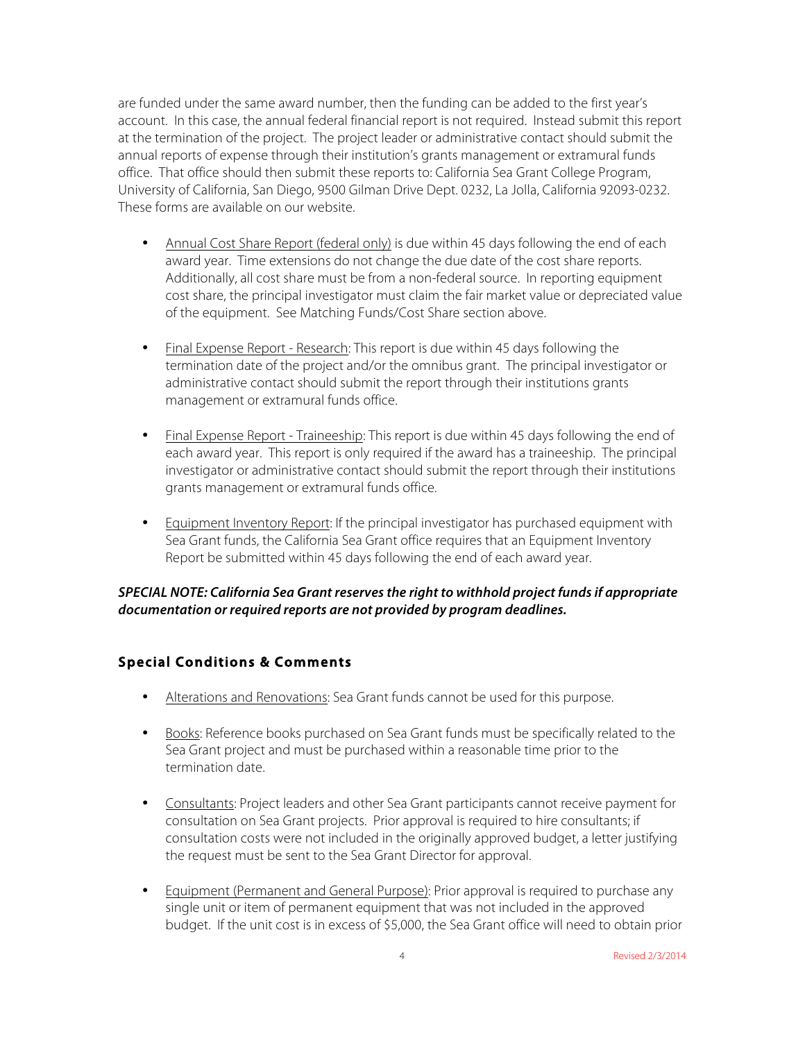are funded under the same award number, then the funding can be added to the first year's account. In this case, the annual federal financial report is not required. Instead submit this report at the termination of the project. The project leader or administrative contact should submit the annual reports of expense through their institution's grants management or extramural funds office. That office should then submit these reports to: California Sea Grant College Program, University of California, San Diego, 9500 Gilman Drive Dept. 0232, La Jolla, California 92093-0232. These forms are available on our website.

- Annual Cost Share Report (federal only) is due within 45 days following the end of each award year. Time extensions do not change the due date of the cost share reports. Additionally, all cost share must be from a non-federal source. In reporting equipment cost share, the principal investigator must claim the fair market value or depreciated value of the equipment. See Matching Funds/Cost Share section above.

- Final Expense Report - Research: This report is due within 45 days following the termination date of the project and/or the omnibus grant. The principal investigator or administrative contact should submit the report through their institutions grants management or extramural funds office.

- Final Expense Report - Traineeship: This report is due within 45 days following the end of each award year. This report is only required if the award has a traineeship. The principal investigator or administrative contact should submit the report through their institutions grants management or extramural funds office.

- Equipment Inventory Report: If the principal investigator has purchased equipment with Sea Grant funds, the California Sea Grant office requires that an Equipment Inventory Report be submitted within 45 days following the end of each award year.

***SPECIAL NOTE: California Sea Grant reserves the right to withhold project funds if appropriate documentation or required reports are not provided by program deadlines.***

## Special Conditions & Comments

- Alterations and Renovations: Sea Grant funds cannot be used for this purpose.

- Books: Reference books purchased on Sea Grant funds must be specifically related to the Sea Grant project and must be purchased within a reasonable time prior to the termination date.

- Consultants: Project leaders and other Sea Grant participants cannot receive payment for consultation on Sea Grant projects. Prior approval is required to hire consultants; if consultation costs were not included in the originally approved budget, a letter justifying the request must be sent to the Sea Grant Director for approval.

- Equipment (Permanent and General Purpose): Prior approval is required to purchase any single unit or item of permanent equipment that was not included in the approved budget. If the unit cost is in excess of $5,000, the Sea Grant office will need to obtain prior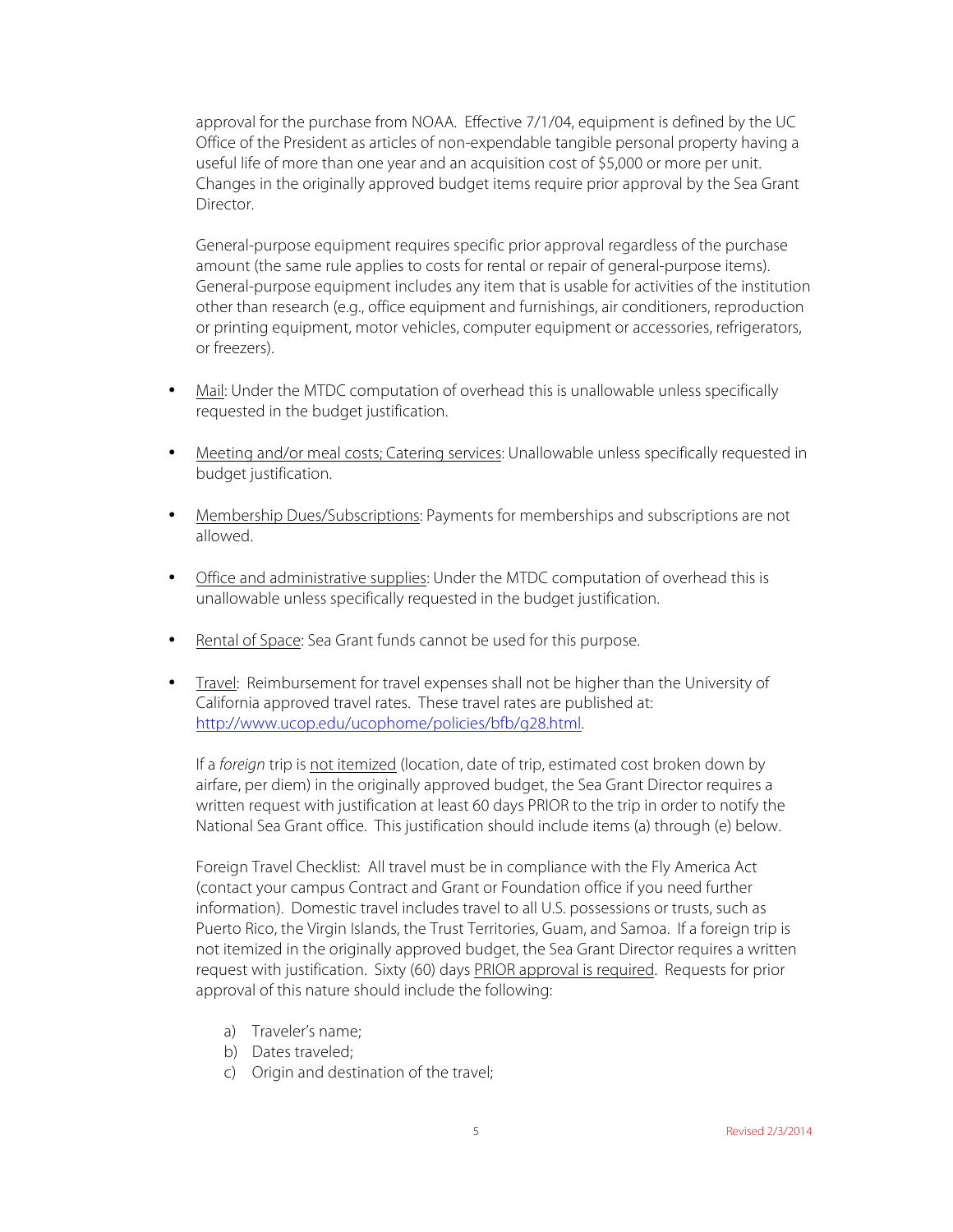approval for the purchase from NOAA. Effective 7/1/04, equipment is defined by the UC Office of the President as articles of non-expendable tangible personal property having a useful life of more than one year and an acquisition cost of $5,000 or more per unit. Changes in the originally approved budget items require prior approval by the Sea Grant Director.

General-purpose equipment requires specific prior approval regardless of the purchase amount (the same rule applies to costs for rental or repair of general-purpose items). General-purpose equipment includes any item that is usable for activities of the institution other than research (e.g., office equipment and furnishings, air conditioners, reproduction or printing equipment, motor vehicles, computer equipment or accessories, refrigerators, or freezers).

- Mail: Under the MTDC computation of overhead this is unallowable unless specifically requested in the budget justification.

- Meeting and/or meal costs; Catering services: Unallowable unless specifically requested in budget justification.

- Membership Dues/Subscriptions: Payments for memberships and subscriptions are not allowed.

- Office and administrative supplies: Under the MTDC computation of overhead this is unallowable unless specifically requested in the budget justification.

- Rental of Space: Sea Grant funds cannot be used for this purpose.

- Travel: Reimbursement for travel expenses shall not be higher than the University of California approved travel rates. These travel rates are published at: http://www.ucop.edu/ucophome/policies/bfb/g28.html.

  If a *foreign* trip is not itemized (location, date of trip, estimated cost broken down by airfare, per diem) in the originally approved budget, the Sea Grant Director requires a written request with justification at least 60 days PRIOR to the trip in order to notify the National Sea Grant office. This justification should include items (a) through (e) below.

  Foreign Travel Checklist: All travel must be in compliance with the Fly America Act (contact your campus Contract and Grant or Foundation office if you need further information). Domestic travel includes travel to all U.S. possessions or trusts, such as Puerto Rico, the Virgin Islands, the Trust Territories, Guam, and Samoa. If a foreign trip is not itemized in the originally approved budget, the Sea Grant Director requires a written request with justification. Sixty (60) days PRIOR approval is required. Requests for prior approval of this nature should include the following:

  a) Traveler's name;
  b) Dates traveled;
  c) Origin and destination of the travel;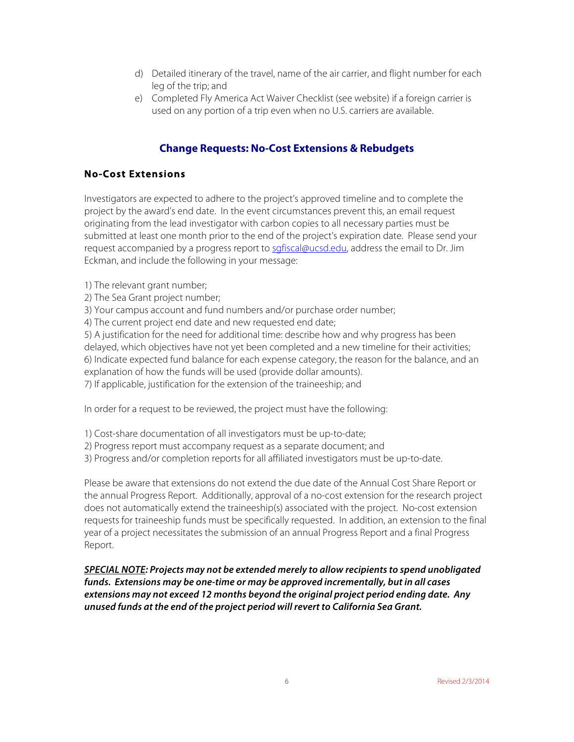d) Detailed itinerary of the travel, name of the air carrier, and flight number for each leg of the trip; and
e) Completed Fly America Act Waiver Checklist (see website) if a foreign carrier is used on any portion of a trip even when no U.S. carriers are available.

## Change Requests: No-Cost Extensions & Rebudgets

### No-Cost Extensions

Investigators are expected to adhere to the project's approved timeline and to complete the project by the award's end date. In the event circumstances prevent this, an email request originating from the lead investigator with carbon copies to all necessary parties must be submitted at least one month prior to the end of the project's expiration date. Please send your request accompanied by a progress report to sgfiscal@ucsd.edu, address the email to Dr. Jim Eckman, and include the following in your message:

1) The relevant grant number;
2) The Sea Grant project number;
3) Your campus account and fund numbers and/or purchase order number;
4) The current project end date and new requested end date;
5) A justification for the need for additional time: describe how and why progress has been delayed, which objectives have not yet been completed and a new timeline for their activities;
6) Indicate expected fund balance for each expense category, the reason for the balance, and an explanation of how the funds will be used (provide dollar amounts).
7) If applicable, justification for the extension of the traineeship; and

In order for a request to be reviewed, the project must have the following:

1) Cost-share documentation of all investigators must be up-to-date;
2) Progress report must accompany request as a separate document; and
3) Progress and/or completion reports for all affiliated investigators must be up-to-date.

Please be aware that extensions do not extend the due date of the Annual Cost Share Report or the annual Progress Report. Additionally, approval of a no-cost extension for the research project does not automatically extend the traineeship(s) associated with the project. No-cost extension requests for traineeship funds must be specifically requested. In addition, an extension to the final year of a project necessitates the submission of an annual Progress Report and a final Progress Report.

***SPECIAL NOTE*: Projects may not be extended merely to allow recipients to spend unobligated funds. Extensions may be one-time or may be approved incrementally, but in all cases extensions may not exceed 12 months beyond the original project period ending date. Any unused funds at the end of the project period will revert to California Sea Grant.**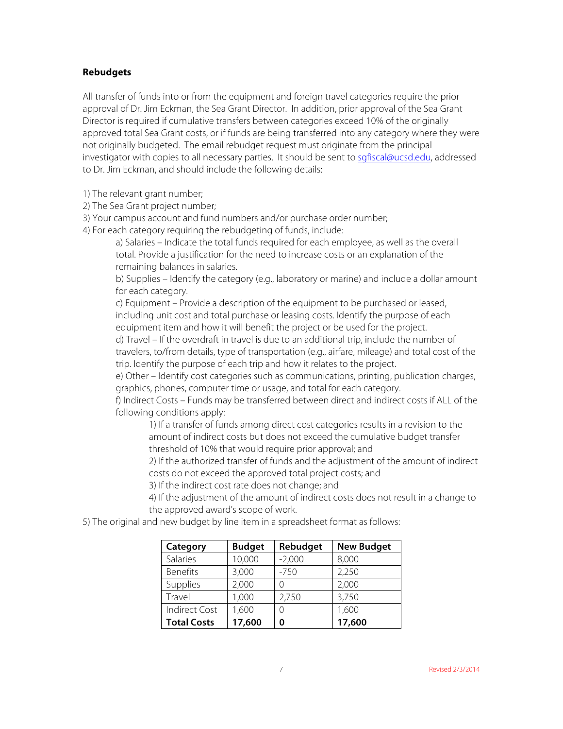**Rebudgets**

All transfer of funds into or from the equipment and foreign travel categories require the prior approval of Dr. Jim Eckman, the Sea Grant Director. In addition, prior approval of the Sea Grant Director is required if cumulative transfers between categories exceed 10% of the originally approved total Sea Grant costs, or if funds are being transferred into any category where they were not originally budgeted. The email rebudget request must originate from the principal investigator with copies to all necessary parties. It should be sent to sgfiscal@ucsd.edu, addressed to Dr. Jim Eckman, and should include the following details:

1) The relevant grant number;
2) The Sea Grant project number;
3) Your campus account and fund numbers and/or purchase order number;
4) For each category requiring the rebudgeting of funds, include:
   - a) Salaries – Indicate the total funds required for each employee, as well as the overall total. Provide a justification for the need to increase costs or an explanation of the remaining balances in salaries.
   - b) Supplies – Identify the category (e.g., laboratory or marine) and include a dollar amount for each category.
   - c) Equipment – Provide a description of the equipment to be purchased or leased, including unit cost and total purchase or leasing costs. Identify the purpose of each equipment item and how it will benefit the project or be used for the project.
   - d) Travel – If the overdraft in travel is due to an additional trip, include the number of travelers, to/from details, type of transportation (e.g., airfare, mileage) and total cost of the trip. Identify the purpose of each trip and how it relates to the project.
   - e) Other – Identify cost categories such as communications, printing, publication charges, graphics, phones, computer time or usage, and total for each category.
   - f) Indirect Costs – Funds may be transferred between direct and indirect costs if ALL of the following conditions apply:
     - 1) If a transfer of funds among direct cost categories results in a revision to the amount of indirect costs but does not exceed the cumulative budget transfer threshold of 10% that would require prior approval; and
     - 2) If the authorized transfer of funds and the adjustment of the amount of indirect costs do not exceed the approved total project costs; and
     - 3) If the indirect cost rate does not change; and
     - 4) If the adjustment of the amount of indirect costs does not result in a change to the approved award's scope of work.

5) The original and new budget by line item in a spreadsheet format as follows:

| Category | Budget | Rebudget | New Budget |
|---|---|---|---|
| Salaries | 10,000 | -2,000 | 8,000 |
| Benefits | 3,000 | -750 | 2,250 |
| Supplies | 2,000 | 0 | 2,000 |
| Travel | 1,000 | 2,750 | 3,750 |
| Indirect Cost | 1,600 | 0 | 1,600 |
| **Total Costs** | **17,600** | **0** | **17,600** |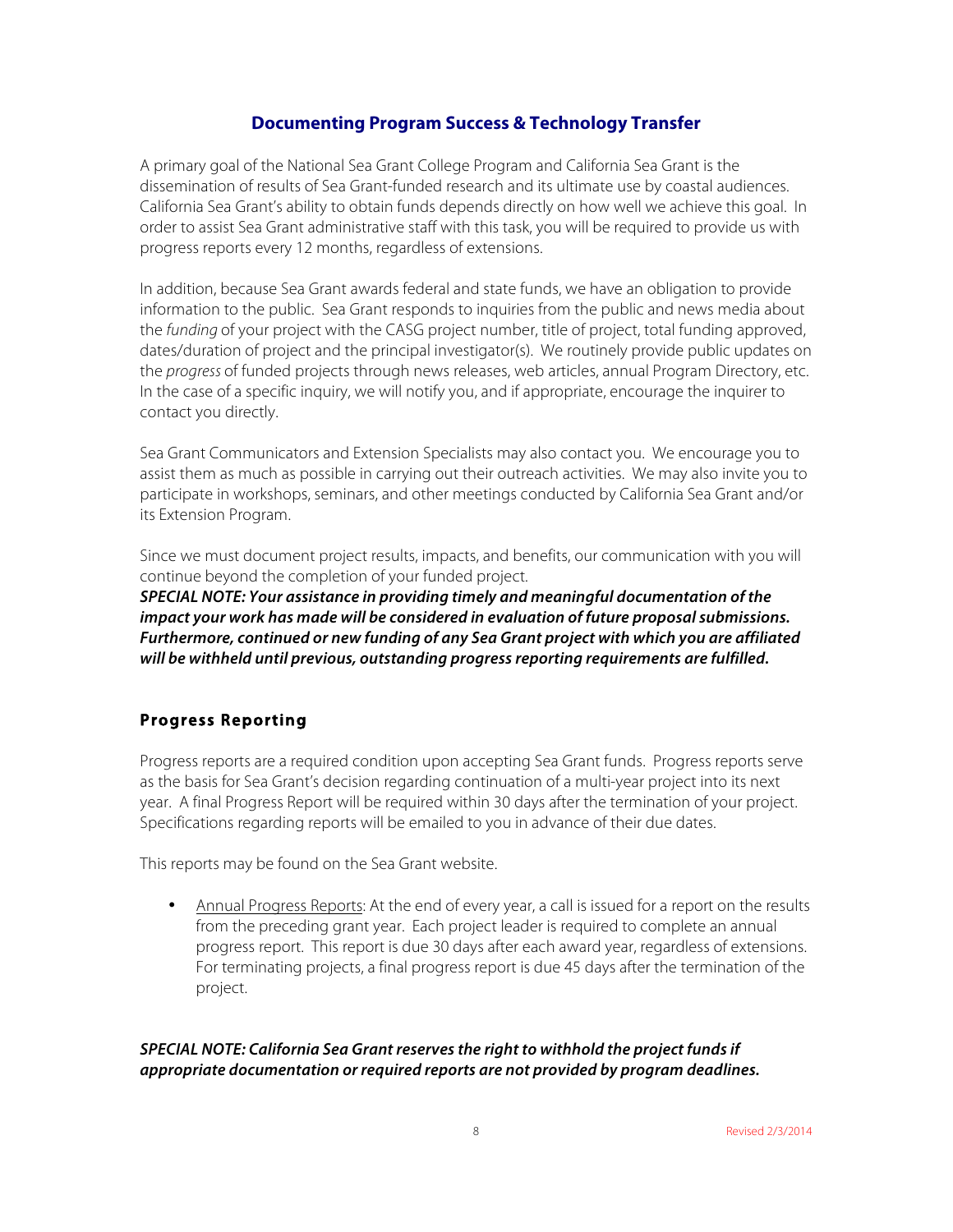## Documenting Program Success & Technology Transfer

A primary goal of the National Sea Grant College Program and California Sea Grant is the dissemination of results of Sea Grant-funded research and its ultimate use by coastal audiences. California Sea Grant's ability to obtain funds depends directly on how well we achieve this goal. In order to assist Sea Grant administrative staff with this task, you will be required to provide us with progress reports every 12 months, regardless of extensions.

In addition, because Sea Grant awards federal and state funds, we have an obligation to provide information to the public. Sea Grant responds to inquiries from the public and news media about the *funding* of your project with the CASG project number, title of project, total funding approved, dates/duration of project and the principal investigator(s). We routinely provide public updates on the *progress* of funded projects through news releases, web articles, annual Program Directory, etc. In the case of a specific inquiry, we will notify you, and if appropriate, encourage the inquirer to contact you directly.

Sea Grant Communicators and Extension Specialists may also contact you. We encourage you to assist them as much as possible in carrying out their outreach activities. We may also invite you to participate in workshops, seminars, and other meetings conducted by California Sea Grant and/or its Extension Program.

Since we must document project results, impacts, and benefits, our communication with you will continue beyond the completion of your funded project.

***SPECIAL NOTE: Your assistance in providing timely and meaningful documentation of the impact your work has made will be considered in evaluation of future proposal submissions. Furthermore, continued or new funding of any Sea Grant project with which you are affiliated will be withheld until previous, outstanding progress reporting requirements are fulfilled.***

### Progress Reporting

Progress reports are a required condition upon accepting Sea Grant funds. Progress reports serve as the basis for Sea Grant's decision regarding continuation of a multi-year project into its next year. A final Progress Report will be required within 30 days after the termination of your project. Specifications regarding reports will be emailed to you in advance of their due dates.

This reports may be found on the Sea Grant website.

- Annual Progress Reports: At the end of every year, a call is issued for a report on the results from the preceding grant year. Each project leader is required to complete an annual progress report. This report is due 30 days after each award year, regardless of extensions. For terminating projects, a final progress report is due 45 days after the termination of the project.

***SPECIAL NOTE: California Sea Grant reserves the right to withhold the project funds if appropriate documentation or required reports are not provided by program deadlines.***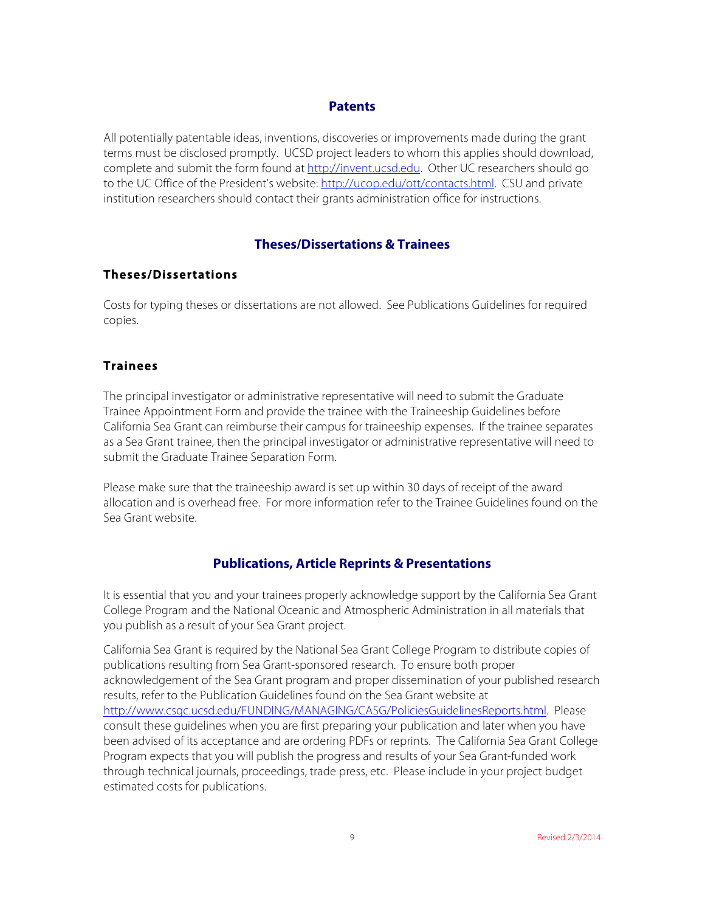## Patents

All potentially patentable ideas, inventions, discoveries or improvements made during the grant terms must be disclosed promptly. UCSD project leaders to whom this applies should download, complete and submit the form found at http://invent.ucsd.edu. Other UC researchers should go to the UC Office of the President's website: http://ucop.edu/ott/contacts.html. CSU and private institution researchers should contact their grants administration office for instructions.

## Theses/Dissertations & Trainees

### Theses/Dissertations

Costs for typing theses or dissertations are not allowed. See Publications Guidelines for required copies.

### Trainees

The principal investigator or administrative representative will need to submit the Graduate Trainee Appointment Form and provide the trainee with the Traineeship Guidelines before California Sea Grant can reimburse their campus for traineeship expenses. If the trainee separates as a Sea Grant trainee, then the principal investigator or administrative representative will need to submit the Graduate Trainee Separation Form.

Please make sure that the traineeship award is set up within 30 days of receipt of the award allocation and is overhead free. For more information refer to the Trainee Guidelines found on the Sea Grant website.

## Publications, Article Reprints & Presentations

It is essential that you and your trainees properly acknowledge support by the California Sea Grant College Program and the National Oceanic and Atmospheric Administration in all materials that you publish as a result of your Sea Grant project.

California Sea Grant is required by the National Sea Grant College Program to distribute copies of publications resulting from Sea Grant-sponsored research. To ensure both proper acknowledgement of the Sea Grant program and proper dissemination of your published research results, refer to the Publication Guidelines found on the Sea Grant website at http://www.csgc.ucsd.edu/FUNDING/MANAGING/CASG/PoliciesGuidelinesReports.html. Please consult these guidelines when you are first preparing your publication and later when you have been advised of its acceptance and are ordering PDFs or reprints. The California Sea Grant College Program expects that you will publish the progress and results of your Sea Grant-funded work through technical journals, proceedings, trade press, etc. Please include in your project budget estimated costs for publications.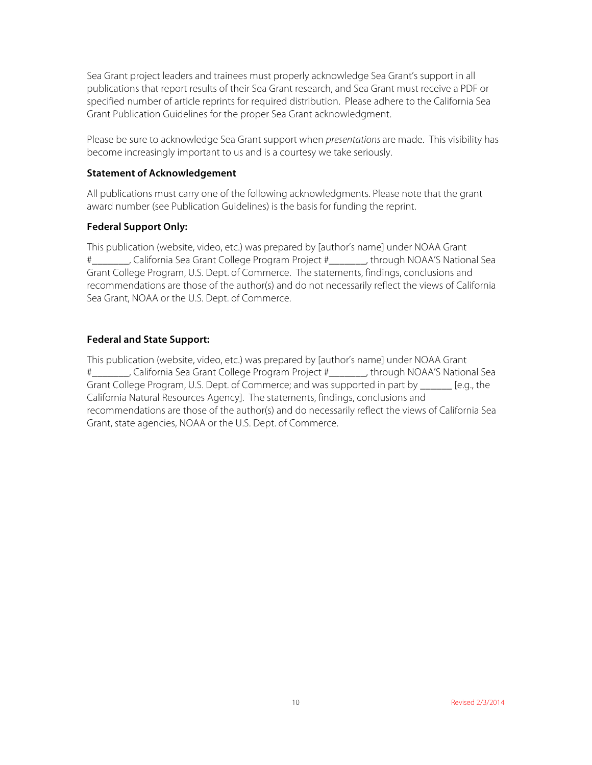Sea Grant project leaders and trainees must properly acknowledge Sea Grant's support in all publications that report results of their Sea Grant research, and Sea Grant must receive a PDF or specified number of article reprints for required distribution. Please adhere to the California Sea Grant Publication Guidelines for the proper Sea Grant acknowledgment.

Please be sure to acknowledge Sea Grant support when *presentations* are made. This visibility has become increasingly important to us and is a courtesy we take seriously.

**Statement of Acknowledgement**

All publications must carry one of the following acknowledgments. Please note that the grant award number (see Publication Guidelines) is the basis for funding the reprint.

**Federal Support Only:**

This publication (website, video, etc.) was prepared by [author's name] under NOAA Grant #________, California Sea Grant College Program Project #________, through NOAA'S National Sea Grant College Program, U.S. Dept. of Commerce. The statements, findings, conclusions and recommendations are those of the author(s) and do not necessarily reflect the views of California Sea Grant, NOAA or the U.S. Dept. of Commerce.

**Federal and State Support:**

This publication (website, video, etc.) was prepared by [author's name] under NOAA Grant #________, California Sea Grant College Program Project #________, through NOAA'S National Sea Grant College Program, U.S. Dept. of Commerce; and was supported in part by _______ [e.g., the California Natural Resources Agency]. The statements, findings, conclusions and recommendations are those of the author(s) and do necessarily reflect the views of California Sea Grant, state agencies, NOAA or the U.S. Dept. of Commerce.

Revised 2/3/2014